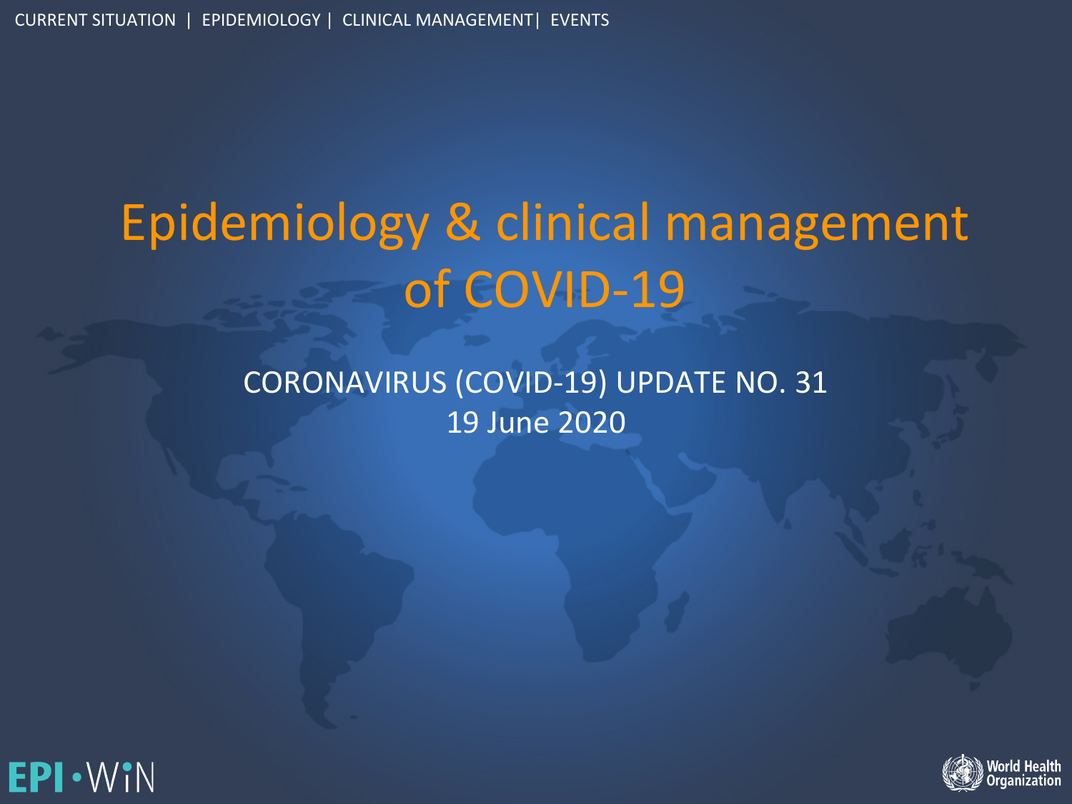CURRENT SITUATION | EPIDEMIOLOGY | CLINICAL MANAGEMENT | EVENTS

# Epidemiology & clinical management of COVID-19

CORONAVIRUS (COVID-19) UPDATE NO. 31

19 June 2020

EPI·WiN

World Health Organization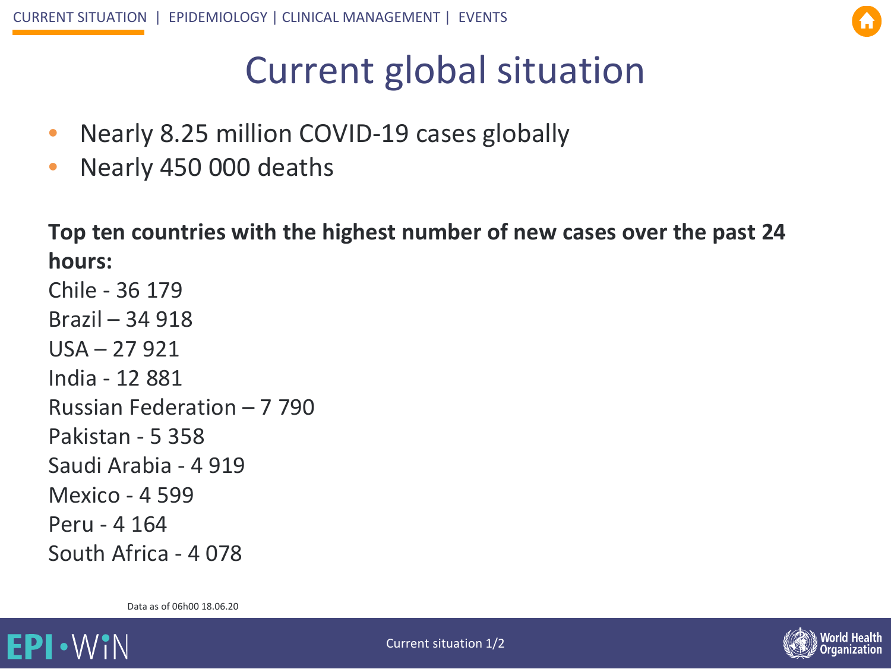# Current global situation

- Nearly 8.25 million COVID-19 cases globally
- Nearly 450 000 deaths

**Top ten countries with the highest number of new cases over the past 24 hours:**

Chile - 36 179
Brazil – 34 918
USA – 27 921
India - 12 881
Russian Federation – 7 790
Pakistan - 5 358
Saudi Arabia - 4 919
Mexico - 4 599
Peru - 4 164
South Africa - 4 078

Data as of 06h00 18.06.20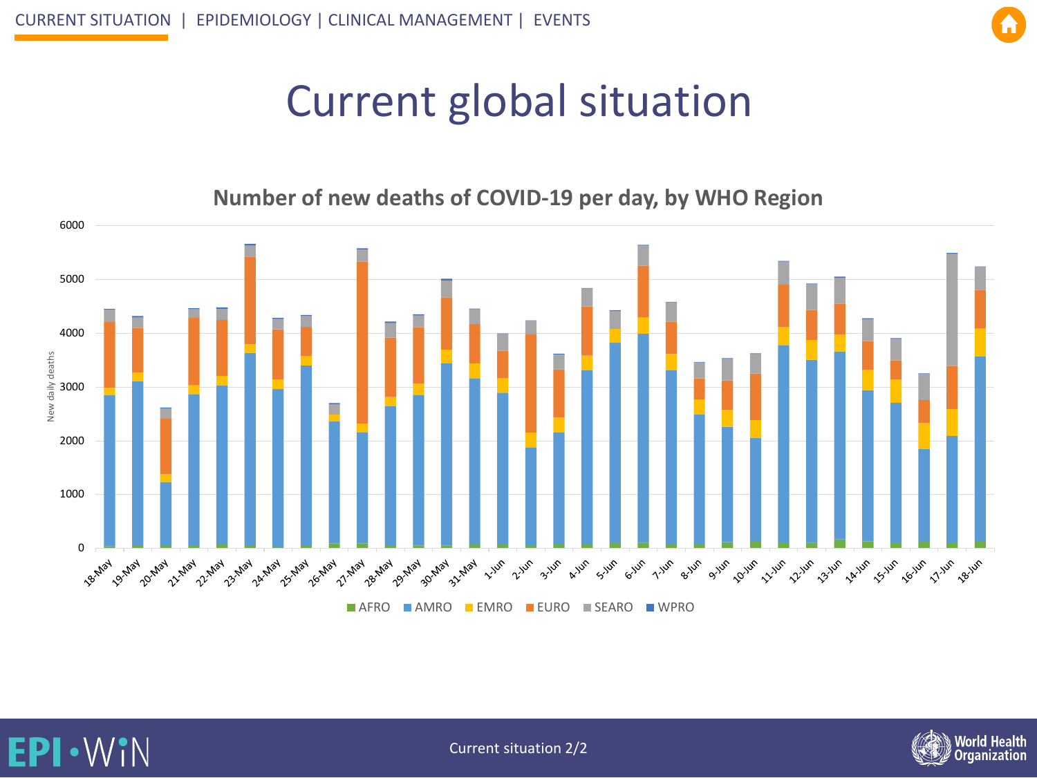# Current global situation

**Number of new deaths of COVID-19 per day, by WHO Region**

New daily deaths

AFRO AMRO EMRO EURO SEARO WPRO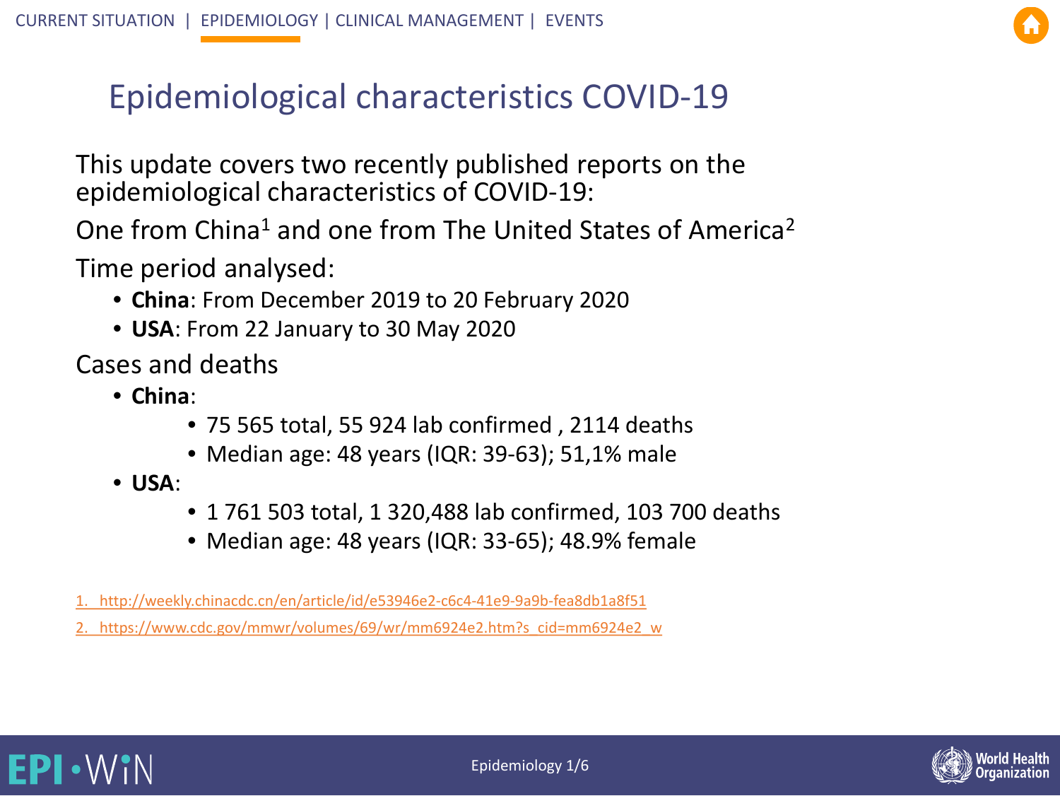# Epidemiological characteristics COVID-19

This update covers two recently published reports on the epidemiological characteristics of COVID-19:

One from China[1] and one from The United States of America[2]

Time period analysed:

- **China**: From December 2019 to 20 February 2020
- **USA**: From 22 January to 30 May 2020

Cases and deaths

- **China**:
  - 75 565 total, 55 924 lab confirmed , 2114 deaths
  - Median age: 48 years (IQR: 39-63); 51,1% male
- **USA**:
  - 1 761 503 total, 1 320,488 lab confirmed, 103 700 deaths
  - Median age: 48 years (IQR: 33-65); 48.9% female

1. http://weekly.chinacdc.cn/en/article/id/e53946e2-c6c4-41e9-9a9b-fea8db1a8f51
2. https://www.cdc.gov/mmwr/volumes/69/wr/mm6924e2.htm?s_cid=mm6924e2_w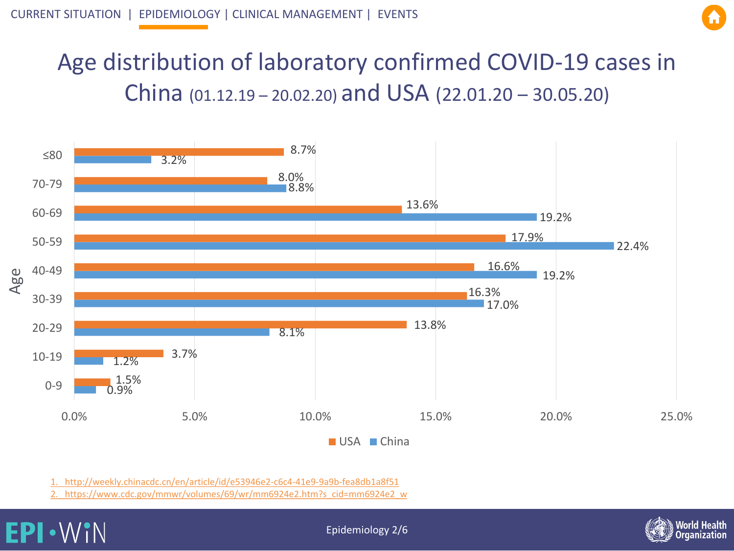# Age distribution of laboratory confirmed COVID-19 cases in China (01.12.19 – 20.02.20) and USA (22.01.20 – 30.05.20)

| Age | USA | China |
|---|---|---|
| ≤80 | 8.7% | 3.2% |
| 70-79 | 8.0% | 8.8% |
| 60-69 | 13.6% | 19.2% |
| 50-59 | 17.9% | 22.4% |
| 40-49 | 16.6% | 19.2% |
| 30-39 | 16.3% | 17.0% |
| 20-29 | 13.8% | 8.1% |
| 10-19 | 3.7% | 1.2% |
| 0-9 | 1.5% | 0.9% |

1. http://weekly.chinacdc.cn/en/article/id/e53946e2-c6c4-41e9-9a9b-fea8db1a8f51
2. https://www.cdc.gov/mmwr/volumes/69/wr/mm6924e2.htm?s_cid=mm6924e2_w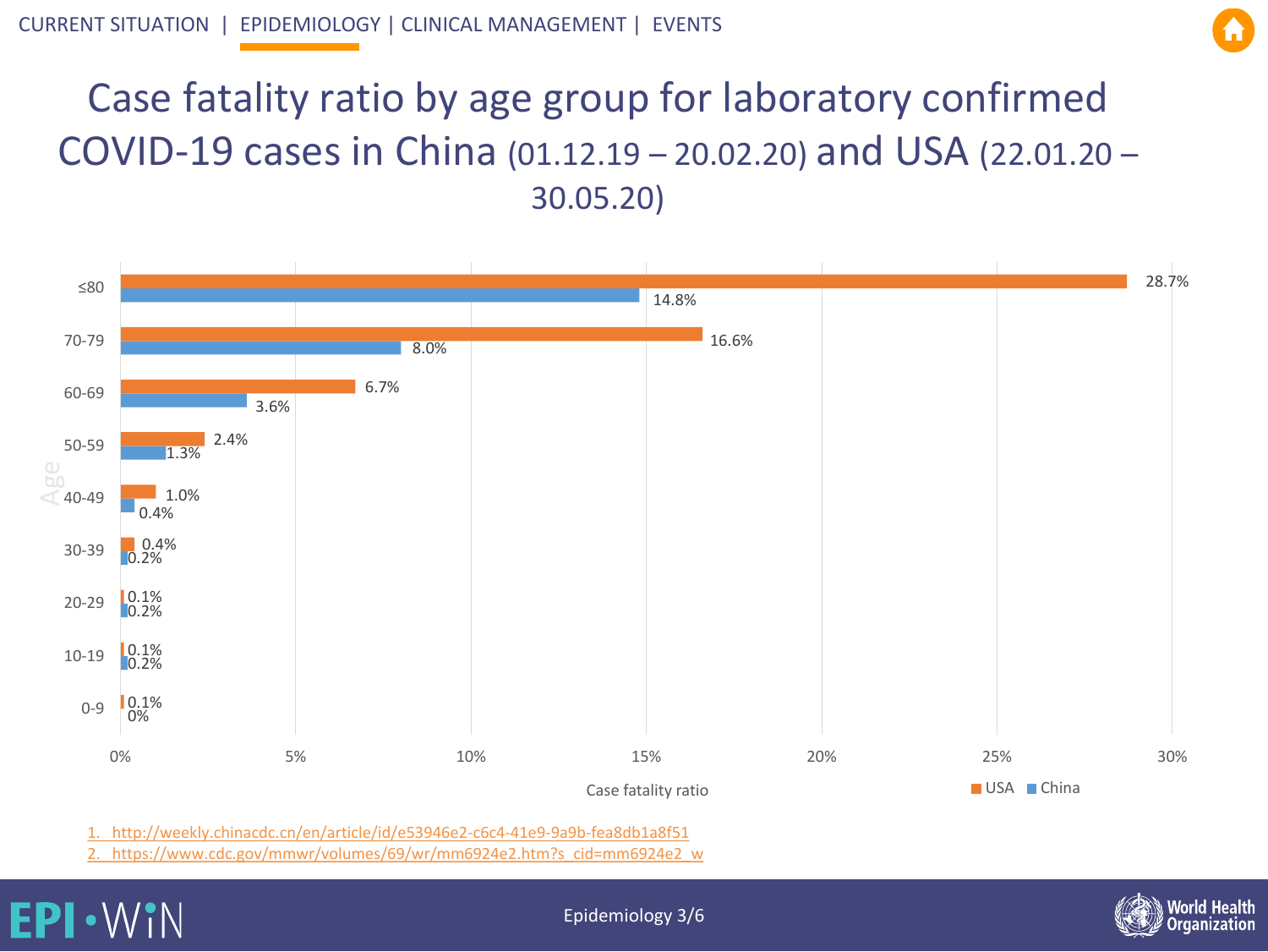# Case fatality ratio by age group for laboratory confirmed COVID-19 cases in China (01.12.19 – 20.02.20) and USA (22.01.20 – 30.05.20)

| Age | USA | China |
|---|---|---|
| ≤80 | 28.7% | 14.8% |
| 70-79 | 16.6% | 8.0% |
| 60-69 | 6.7% | 3.6% |
| 50-59 | 2.4% | 1.3% |
| 40-49 | 1.0% | 0.4% |
| 30-39 | 0.4% | 0.2% |
| 20-29 | 0.1% | 0.2% |
| 10-19 | 0.1% | 0.2% |
| 0-9 | 0.1% | 0% |

Case fatality ratio

1. http://weekly.chinacdc.cn/en/article/id/e53946e2-c6c4-41e9-9a9b-fea8db1a8f51
2. https://www.cdc.gov/mmwr/volumes/69/wr/mm6924e2.htm?s_cid=mm6924e2_w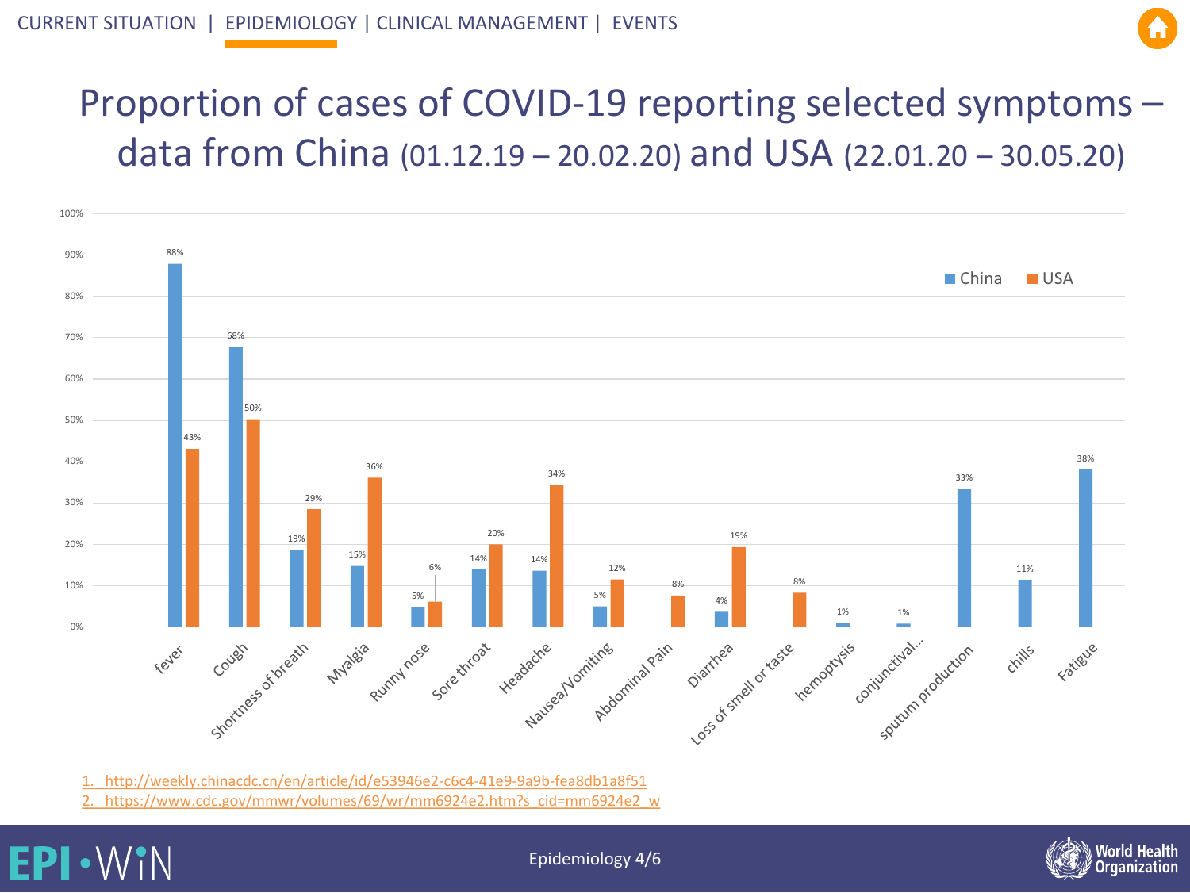# Proportion of cases of COVID-19 reporting selected symptoms – data from China (01.12.19 – 20.02.20) and USA (22.01.20 – 30.05.20)

| Symptom | China | USA |
|---|---|---|
| fever | 88% | 43% |
| Cough | 68% | 50% |
| Shortness of breath | 19% | 29% |
| Myalgia | 15% | 36% |
| Runny nose | 5% | 6% |
| Sore throat | 14% | 20% |
| Headache | 14% | 34% |
| Nausea/Vomiting | 5% | 12% |
| Abdominal Pain | | 8% |
| Diarrhea | 4% | 19% |
| Loss of smell or taste | | 8% |
| hemoptysis | 1% | |
| conjunctival… | 1% | |
| sputum production | 33% | |
| chills | 11% | |
| Fatigue | 38% | |

1. http://weekly.chinacdc.cn/en/article/id/e53946e2-c6c4-41e9-9a9b-fea8db1a8f51
2. https://www.cdc.gov/mmwr/volumes/69/wr/mm6924e2.htm?s_cid=mm6924e2_w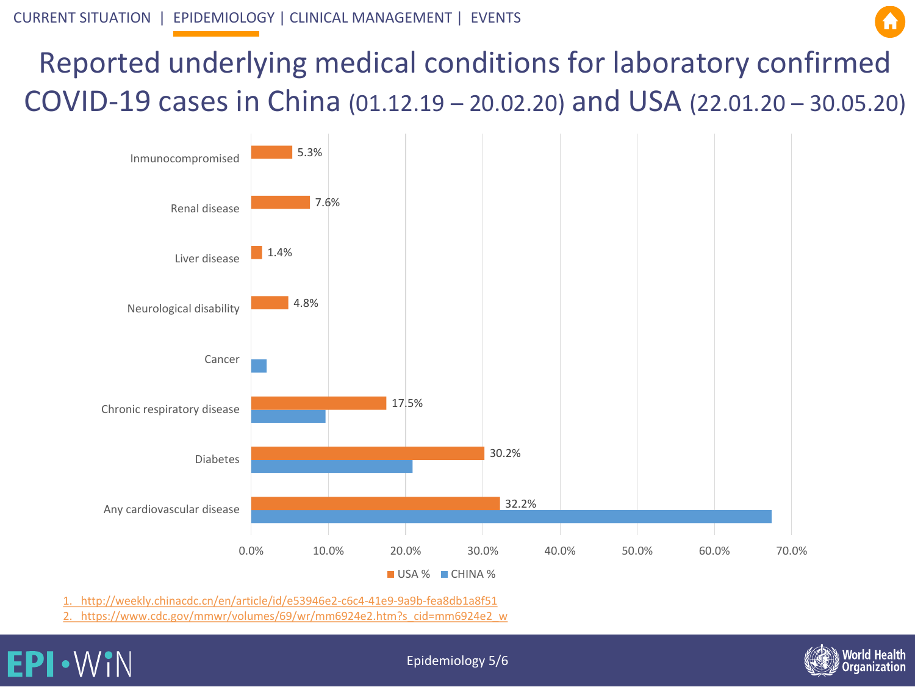# Reported underlying medical conditions for laboratory confirmed COVID-19 cases in China (01.12.19 – 20.02.20) and USA (22.01.20 – 30.05.20)

| Condition | USA % | CHINA % |
|---|---|---|
| Inmunocompromised | 5.3% | |
| Renal disease | 7.6% | |
| Liver disease | 1.4% | |
| Neurological disability | 4.8% | |
| Cancer | | |
| Chronic respiratory disease | 17.5% | |
| Diabetes | 30.2% | |
| Any cardiovascular disease | 32.2% | |

1. http://weekly.chinacdc.cn/en/article/id/e53946e2-c6c4-41e9-9a9b-fea8db1a8f51
2. https://www.cdc.gov/mmwr/volumes/69/wr/mm6924e2.htm?s_cid=mm6924e2_w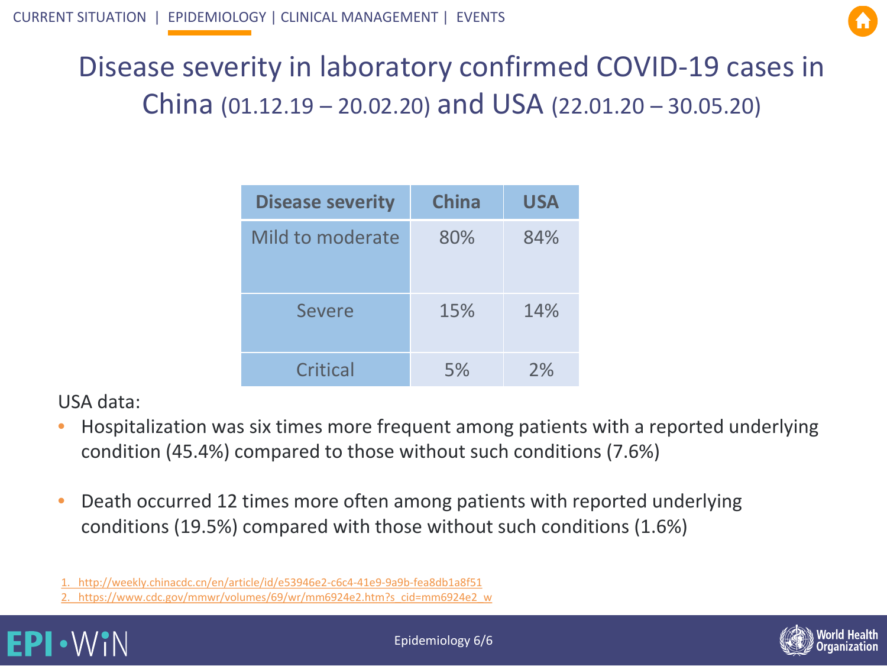# Disease severity in laboratory confirmed COVID-19 cases in China (01.12.19 – 20.02.20) and USA (22.01.20 – 30.05.20)

| Disease severity | China | USA |
|---|---|---|
| Mild to moderate | 80% | 84% |
| Severe | 15% | 14% |
| Critical | 5% | 2% |

USA data:

- Hospitalization was six times more frequent among patients with a reported underlying condition (45.4%) compared to those without such conditions (7.6%)
- Death occurred 12 times more often among patients with reported underlying conditions (19.5%) compared with those without such conditions (1.6%)

1. http://weekly.chinacdc.cn/en/article/id/e53946e2-c6c4-41e9-9a9b-fea8db1a8f51
2. https://www.cdc.gov/mmwr/volumes/69/wr/mm6924e2.htm?s_cid=mm6924e2_w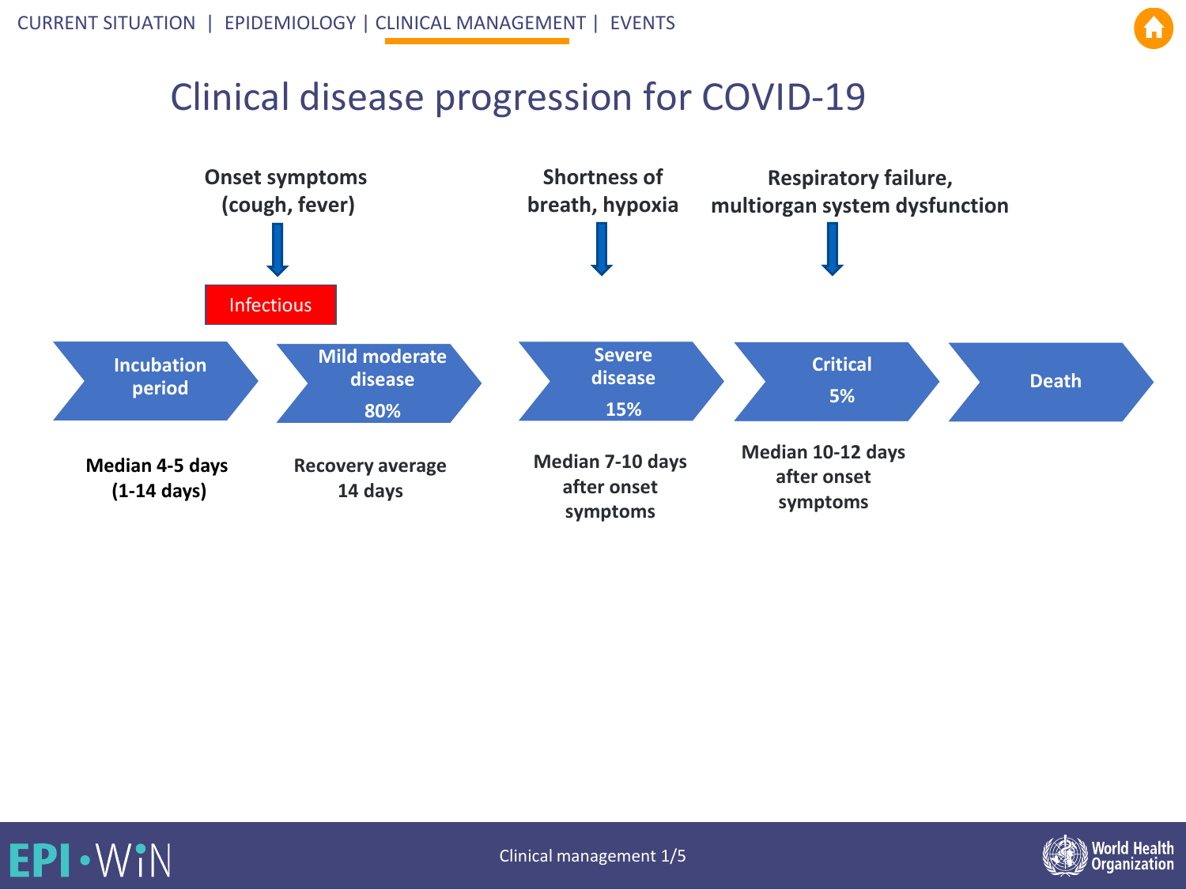# Clinical disease progression for COVID-19

**Onset symptoms (cough, fever)** ↓ **Infectious**

**Shortness of breath, hypoxia** ↓

**Respiratory failure, multiorgan system dysfunction** ↓

| Incubation period | Mild moderate disease 80% | Severe disease 15% | Critical 5% | Death |
|---|---|---|---|---|
| **Median 4-5 days (1-14 days)** | **Recovery average 14 days** | **Median 7-10 days after onset symptoms** | **Median 10-12 days after onset symptoms** | |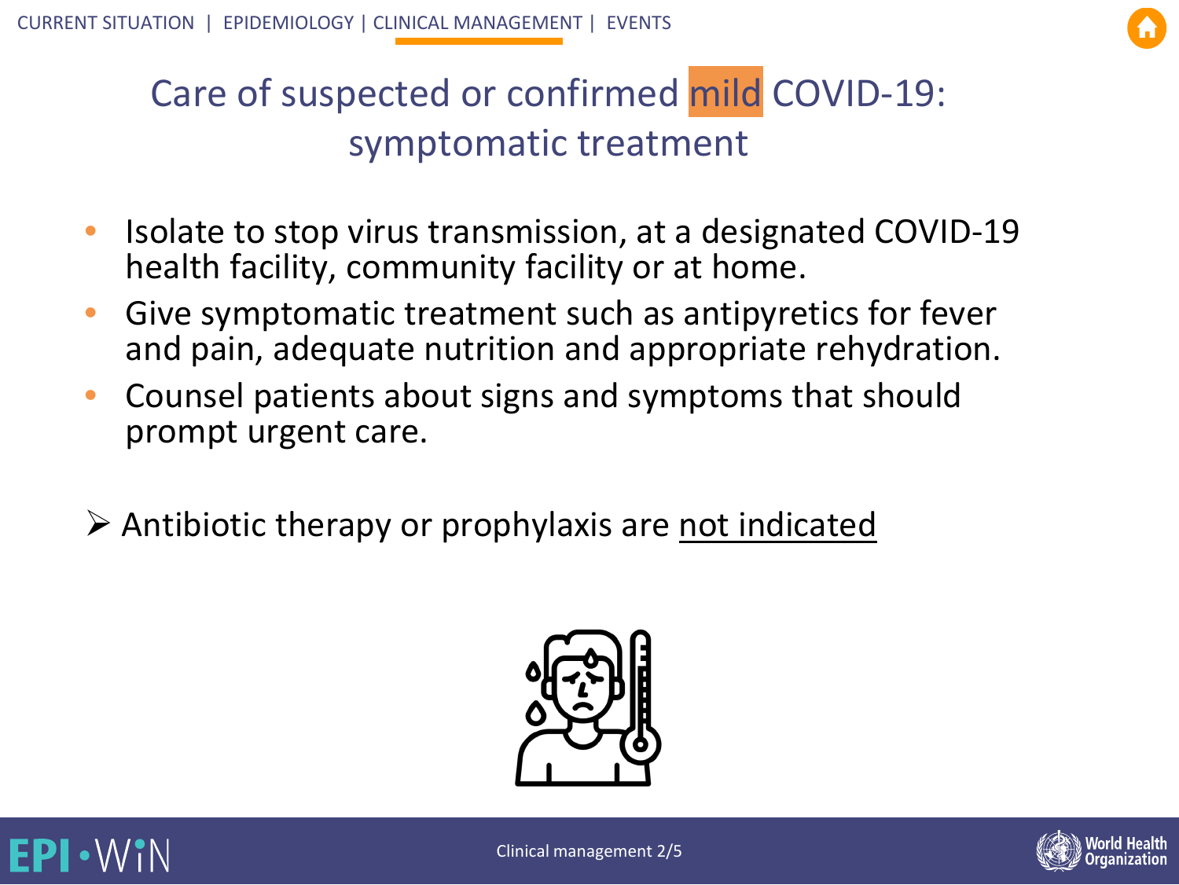# Care of suspected or confirmed mild COVID-19: symptomatic treatment

- Isolate to stop virus transmission, at a designated COVID-19 health facility, community facility or at home.
- Give symptomatic treatment such as antipyretics for fever and pain, adequate nutrition and appropriate rehydration.
- Counsel patients about signs and symptoms that should prompt urgent care.

➢ Antibiotic therapy or prophylaxis are not indicated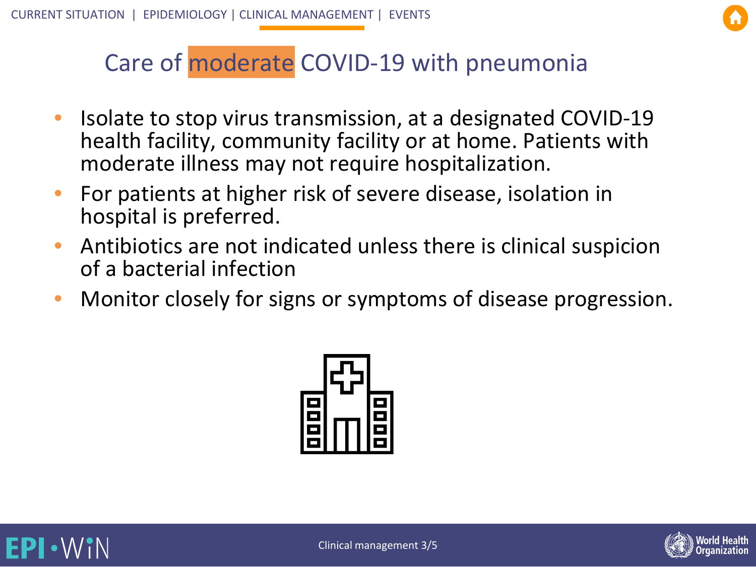# Care of moderate COVID-19 with pneumonia

- Isolate to stop virus transmission, at a designated COVID-19 health facility, community facility or at home. Patients with moderate illness may not require hospitalization.
- For patients at higher risk of severe disease, isolation in hospital is preferred.
- Antibiotics are not indicated unless there is clinical suspicion of a bacterial infection
- Monitor closely for signs or symptoms of disease progression.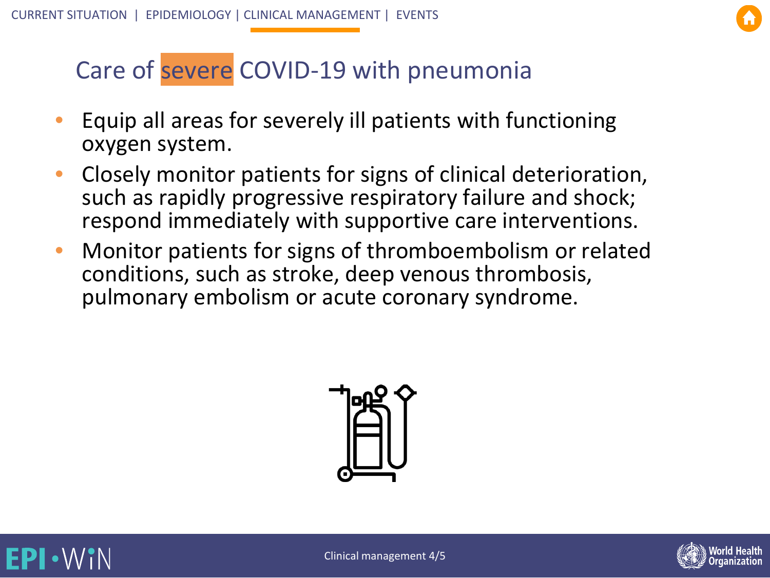# Care of severe COVID-19 with pneumonia

- Equip all areas for severely ill patients with functioning oxygen system.
- Closely monitor patients for signs of clinical deterioration, such as rapidly progressive respiratory failure and shock; respond immediately with supportive care interventions.
- Monitor patients for signs of thromboembolism or related conditions, such as stroke, deep venous thrombosis, pulmonary embolism or acute coronary syndrome.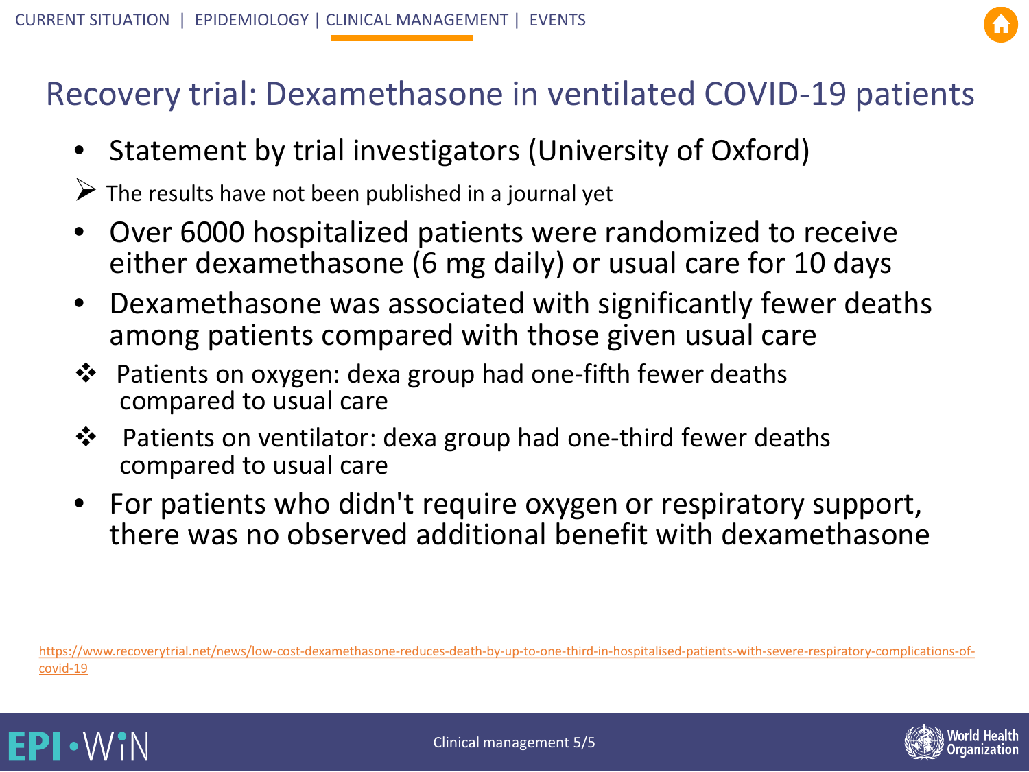# Recovery trial: Dexamethasone in ventilated COVID-19 patients

- Statement by trial investigators (University of Oxford)
  - The results have not been published in a journal yet
- Over 6000 hospitalized patients were randomized to receive either dexamethasone (6 mg daily) or usual care for 10 days
- Dexamethasone was associated with significantly fewer deaths among patients compared with those given usual care
  - Patients on oxygen: dexa group had one-fifth fewer deaths compared to usual care
  - Patients on ventilator: dexa group had one-third fewer deaths compared to usual care
- For patients who didn't require oxygen or respiratory support, there was no observed additional benefit with dexamethasone

https://www.recoverytrial.net/news/low-cost-dexamethasone-reduces-death-by-up-to-one-third-in-hospitalised-patients-with-severe-respiratory-complications-of-covid-19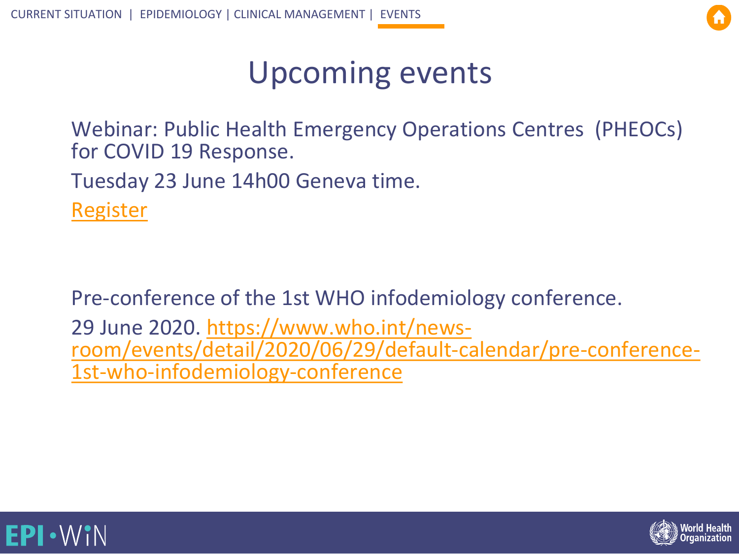# Upcoming events

Webinar: Public Health Emergency Operations Centres (PHEOCs) for COVID 19 Response.

Tuesday 23 June 14h00 Geneva time.

Register

Pre-conference of the 1st WHO infodemiology conference.

29 June 2020. https://www.who.int/news-room/events/detail/2020/06/29/default-calendar/pre-conference-1st-who-infodemiology-conference